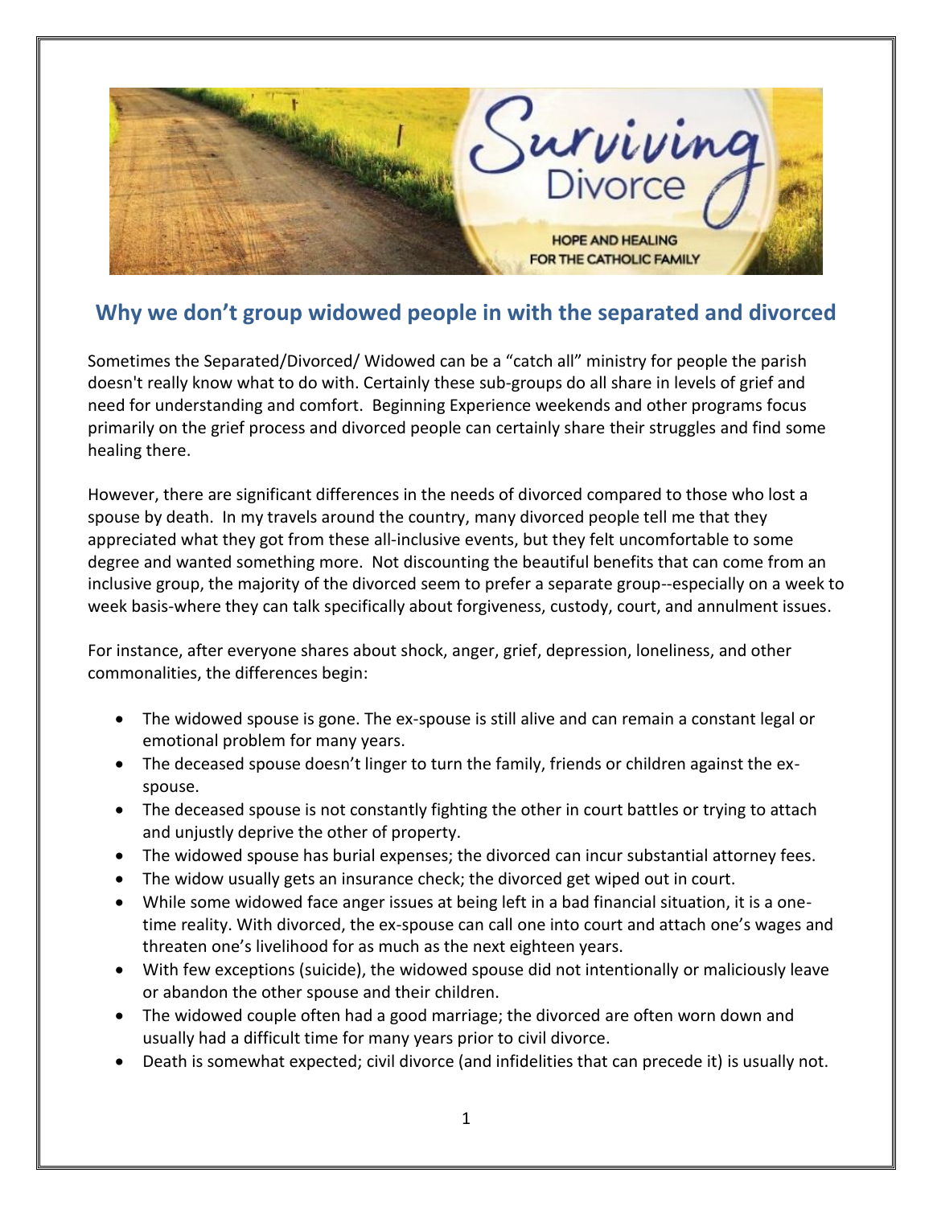Surviving Divorce

HOPE AND HEALING FOR THE CATHOLIC FAMILY

## Why we don't group widowed people in with the separated and divorced

Sometimes the Separated/Divorced/ Widowed can be a "catch all" ministry for people the parish doesn't really know what to do with. Certainly these sub-groups do all share in levels of grief and need for understanding and comfort. Beginning Experience weekends and other programs focus primarily on the grief process and divorced people can certainly share their struggles and find some healing there.

However, there are significant differences in the needs of divorced compared to those who lost a spouse by death. In my travels around the country, many divorced people tell me that they appreciated what they got from these all-inclusive events, but they felt uncomfortable to some degree and wanted something more. Not discounting the beautiful benefits that can come from an inclusive group, the majority of the divorced seem to prefer a separate group--especially on a week to week basis-where they can talk specifically about forgiveness, custody, court, and annulment issues.

For instance, after everyone shares about shock, anger, grief, depression, loneliness, and other commonalities, the differences begin:

- The widowed spouse is gone. The ex-spouse is still alive and can remain a constant legal or emotional problem for many years.
- The deceased spouse doesn't linger to turn the family, friends or children against the ex-spouse.
- The deceased spouse is not constantly fighting the other in court battles or trying to attach and unjustly deprive the other of property.
- The widowed spouse has burial expenses; the divorced can incur substantial attorney fees.
- The widow usually gets an insurance check; the divorced get wiped out in court.
- While some widowed face anger issues at being left in a bad financial situation, it is a one-time reality. With divorced, the ex-spouse can call one into court and attach one's wages and threaten one's livelihood for as much as the next eighteen years.
- With few exceptions (suicide), the widowed spouse did not intentionally or maliciously leave or abandon the other spouse and their children.
- The widowed couple often had a good marriage; the divorced are often worn down and usually had a difficult time for many years prior to civil divorce.
- Death is somewhat expected; civil divorce (and infidelities that can precede it) is usually not.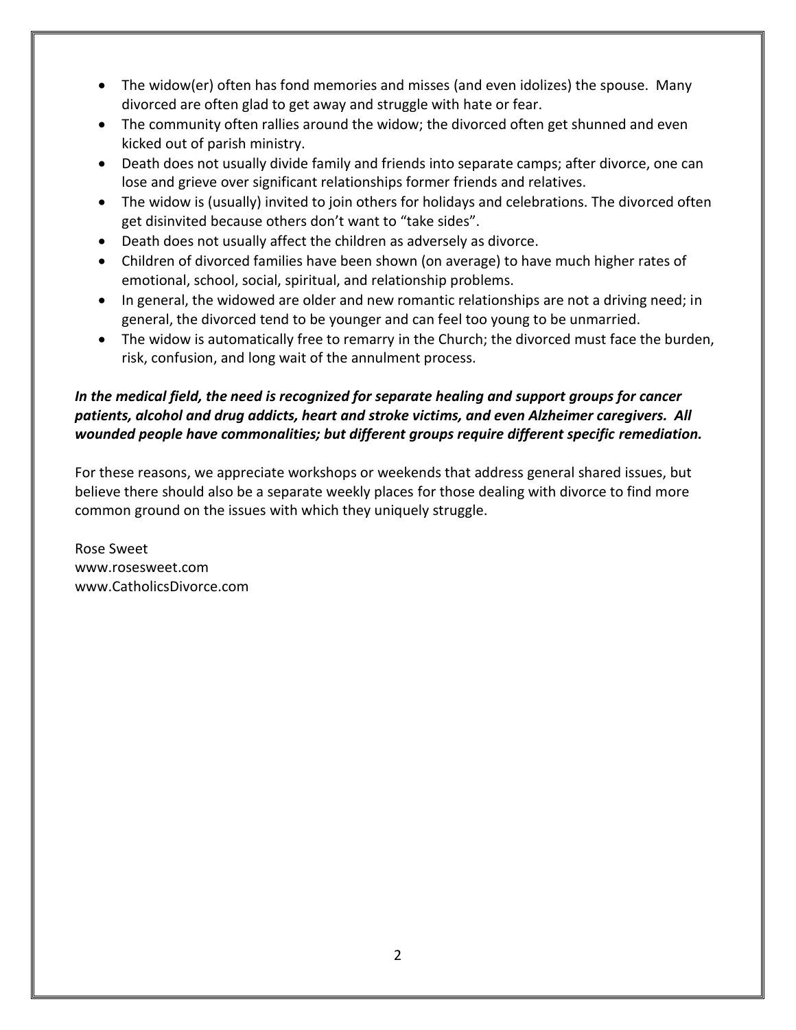- The widow(er) often has fond memories and misses (and even idolizes) the spouse. Many divorced are often glad to get away and struggle with hate or fear.
- The community often rallies around the widow; the divorced often get shunned and even kicked out of parish ministry.
- Death does not usually divide family and friends into separate camps; after divorce, one can lose and grieve over significant relationships former friends and relatives.
- The widow is (usually) invited to join others for holidays and celebrations. The divorced often get disinvited because others don't want to "take sides".
- Death does not usually affect the children as adversely as divorce.
- Children of divorced families have been shown (on average) to have much higher rates of emotional, school, social, spiritual, and relationship problems.
- In general, the widowed are older and new romantic relationships are not a driving need; in general, the divorced tend to be younger and can feel too young to be unmarried.
- The widow is automatically free to remarry in the Church; the divorced must face the burden, risk, confusion, and long wait of the annulment process.

***In the medical field, the need is recognized for separate healing and support groups for cancer patients, alcohol and drug addicts, heart and stroke victims, and even Alzheimer caregivers. All wounded people have commonalities; but different groups require different specific remediation.***

For these reasons, we appreciate workshops or weekends that address general shared issues, but believe there should also be a separate weekly places for those dealing with divorce to find more common ground on the issues with which they uniquely struggle.

Rose Sweet
www.rosesweet.com
www.CatholicsDivorce.com